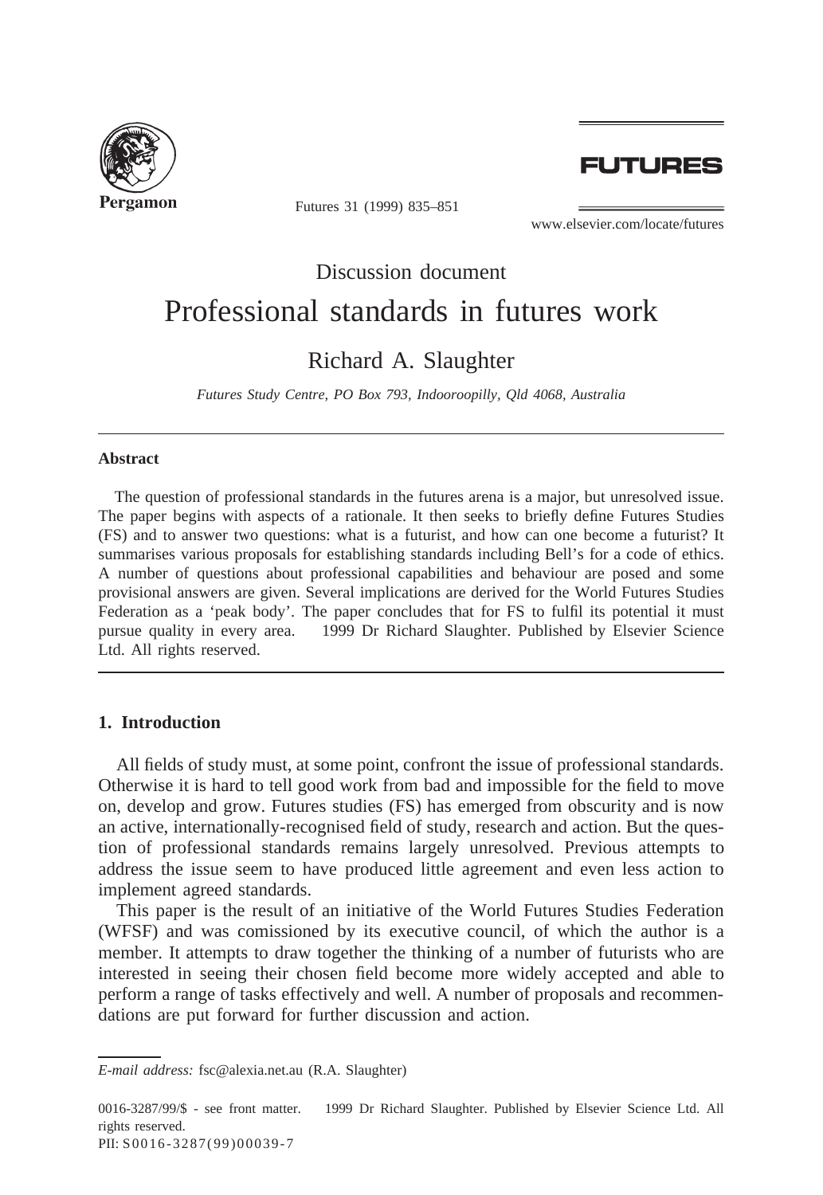Discussion document

# Professional standards in futures work

Richard A. Slaughter

*Futures Study Centre, PO Box 793, Indooroopilly, Qld 4068, Australia*

---

**Abstract**

The question of professional standards in the futures arena is a major, but unresolved issue. The paper begins with aspects of a rationale. It then seeks to briefly define Futures Studies (FS) and to answer two questions: what is a futurist, and how can one become a futurist? It summarises various proposals for establishing standards including Bell's for a code of ethics. A number of questions about professional capabilities and behaviour are posed and some provisional answers are given. Several implications are derived for the World Futures Studies Federation as a 'peak body'. The paper concludes that for FS to fulfil its potential it must pursue quality in every area. © 1999 Dr Richard Slaughter. Published by Elsevier Science Ltd. All rights reserved.

---

## 1. Introduction

All fields of study must, at some point, confront the issue of professional standards. Otherwise it is hard to tell good work from bad and impossible for the field to move on, develop and grow. Futures studies (FS) has emerged from obscurity and is now an active, internationally-recognised field of study, research and action. But the question of professional standards remains largely unresolved. Previous attempts to address the issue seem to have produced little agreement and even less action to implement agreed standards.

This paper is the result of an initiative of the World Futures Studies Federation (WFSF) and was comissioned by its executive council, of which the author is a member. It attempts to draw together the thinking of a number of futurists who are interested in seeing their chosen field become more widely accepted and able to perform a range of tasks effectively and well. A number of proposals and recommendations are put forward for further discussion and action.

*E-mail address:* fsc@alexia.net.au (R.A. Slaughter)

0016-3287/99/$ - see front matter. © 1999 Dr Richard Slaughter. Published by Elsevier Science Ltd. All rights reserved.
PII: S0016-3287(99)00039-7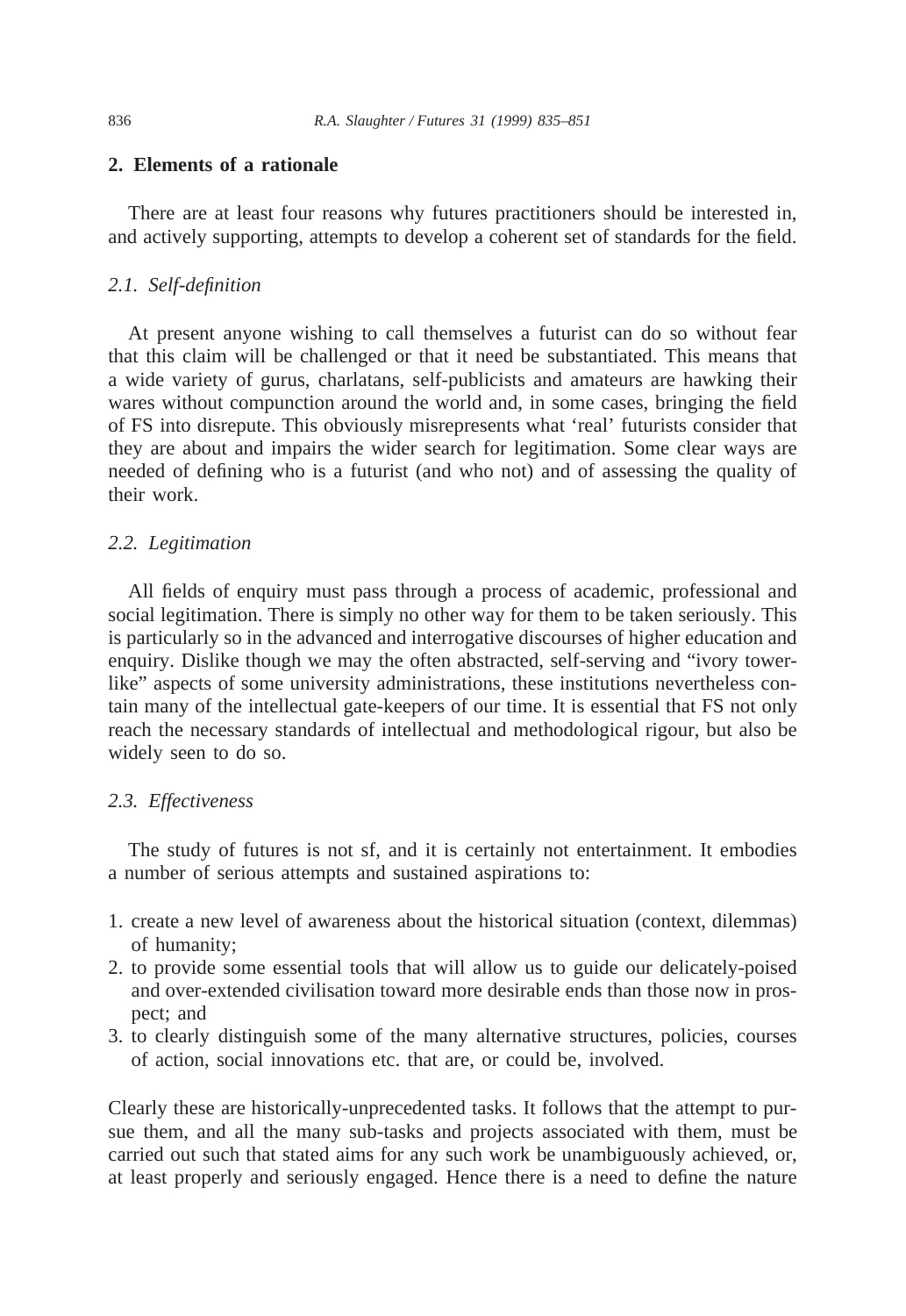## 2. Elements of a rationale

There are at least four reasons why futures practitioners should be interested in, and actively supporting, attempts to develop a coherent set of standards for the field.

### *2.1. Self-definition*

At present anyone wishing to call themselves a futurist can do so without fear that this claim will be challenged or that it need be substantiated. This means that a wide variety of gurus, charlatans, self-publicists and amateurs are hawking their wares without compunction around the world and, in some cases, bringing the field of FS into disrepute. This obviously misrepresents what 'real' futurists consider that they are about and impairs the wider search for legitimation. Some clear ways are needed of defining who is a futurist (and who not) and of assessing the quality of their work.

### *2.2. Legitimation*

All fields of enquiry must pass through a process of academic, professional and social legitimation. There is simply no other way for them to be taken seriously. This is particularly so in the advanced and interrogative discourses of higher education and enquiry. Dislike though we may the often abstracted, self-serving and "ivory tower-like" aspects of some university administrations, these institutions nevertheless contain many of the intellectual gate-keepers of our time. It is essential that FS not only reach the necessary standards of intellectual and methodological rigour, but also be widely seen to do so.

### *2.3. Effectiveness*

The study of futures is not sf, and it is certainly not entertainment. It embodies a number of serious attempts and sustained aspirations to:

1. create a new level of awareness about the historical situation (context, dilemmas) of humanity;
2. to provide some essential tools that will allow us to guide our delicately-poised and over-extended civilisation toward more desirable ends than those now in prospect; and
3. to clearly distinguish some of the many alternative structures, policies, courses of action, social innovations etc. that are, or could be, involved.

Clearly these are historically-unprecedented tasks. It follows that the attempt to pursue them, and all the many sub-tasks and projects associated with them, must be carried out such that stated aims for any such work be unambiguously achieved, or, at least properly and seriously engaged. Hence there is a need to define the nature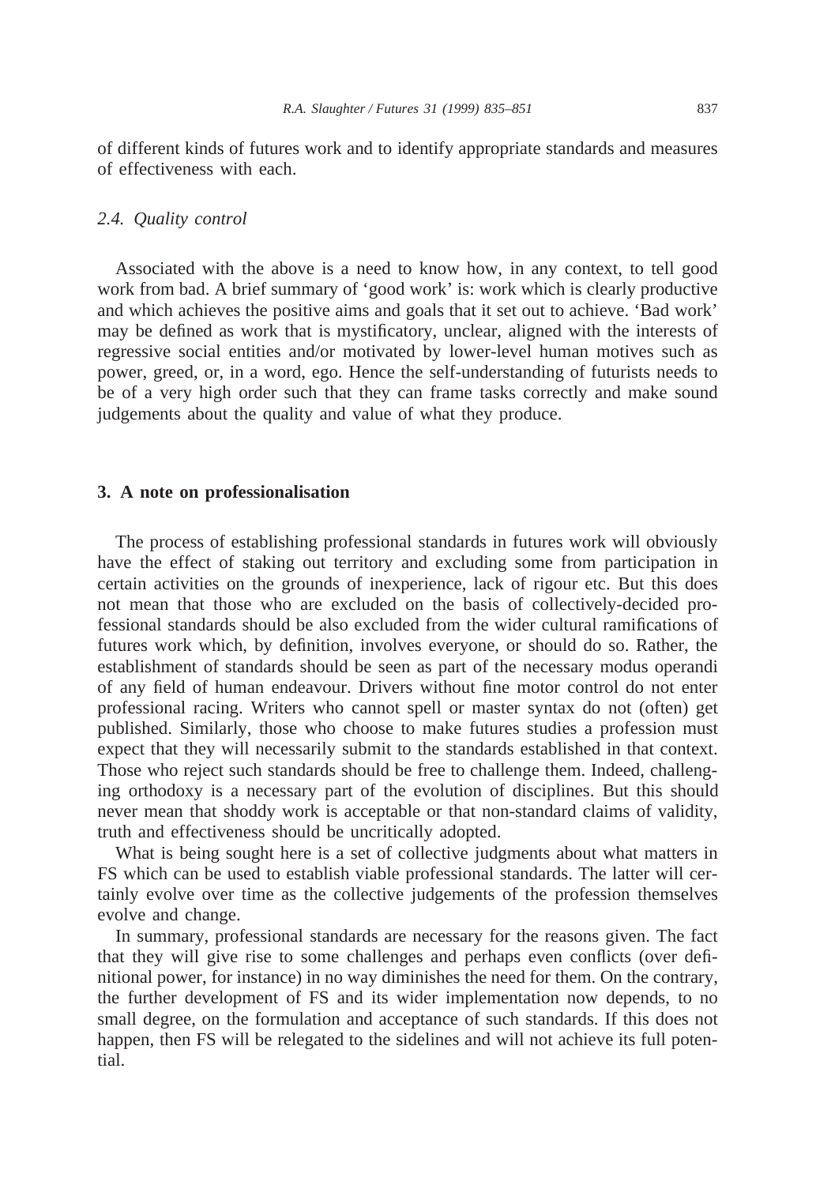of different kinds of futures work and to identify appropriate standards and measures of effectiveness with each.

### *2.4. Quality control*

Associated with the above is a need to know how, in any context, to tell good work from bad. A brief summary of 'good work' is: work which is clearly productive and which achieves the positive aims and goals that it set out to achieve. 'Bad work' may be defined as work that is mystificatory, unclear, aligned with the interests of regressive social entities and/or motivated by lower-level human motives such as power, greed, or, in a word, ego. Hence the self-understanding of futurists needs to be of a very high order such that they can frame tasks correctly and make sound judgements about the quality and value of what they produce.

## 3. A note on professionalisation

The process of establishing professional standards in futures work will obviously have the effect of staking out territory and excluding some from participation in certain activities on the grounds of inexperience, lack of rigour etc. But this does not mean that those who are excluded on the basis of collectively-decided professional standards should be also excluded from the wider cultural ramifications of futures work which, by definition, involves everyone, or should do so. Rather, the establishment of standards should be seen as part of the necessary modus operandi of any field of human endeavour. Drivers without fine motor control do not enter professional racing. Writers who cannot spell or master syntax do not (often) get published. Similarly, those who choose to make futures studies a profession must expect that they will necessarily submit to the standards established in that context. Those who reject such standards should be free to challenge them. Indeed, challenging orthodoxy is a necessary part of the evolution of disciplines. But this should never mean that shoddy work is acceptable or that non-standard claims of validity, truth and effectiveness should be uncritically adopted.

What is being sought here is a set of collective judgments about what matters in FS which can be used to establish viable professional standards. The latter will certainly evolve over time as the collective judgements of the profession themselves evolve and change.

In summary, professional standards are necessary for the reasons given. The fact that they will give rise to some challenges and perhaps even conflicts (over definitional power, for instance) in no way diminishes the need for them. On the contrary, the further development of FS and its wider implementation now depends, to no small degree, on the formulation and acceptance of such standards. If this does not happen, then FS will be relegated to the sidelines and will not achieve its full potential.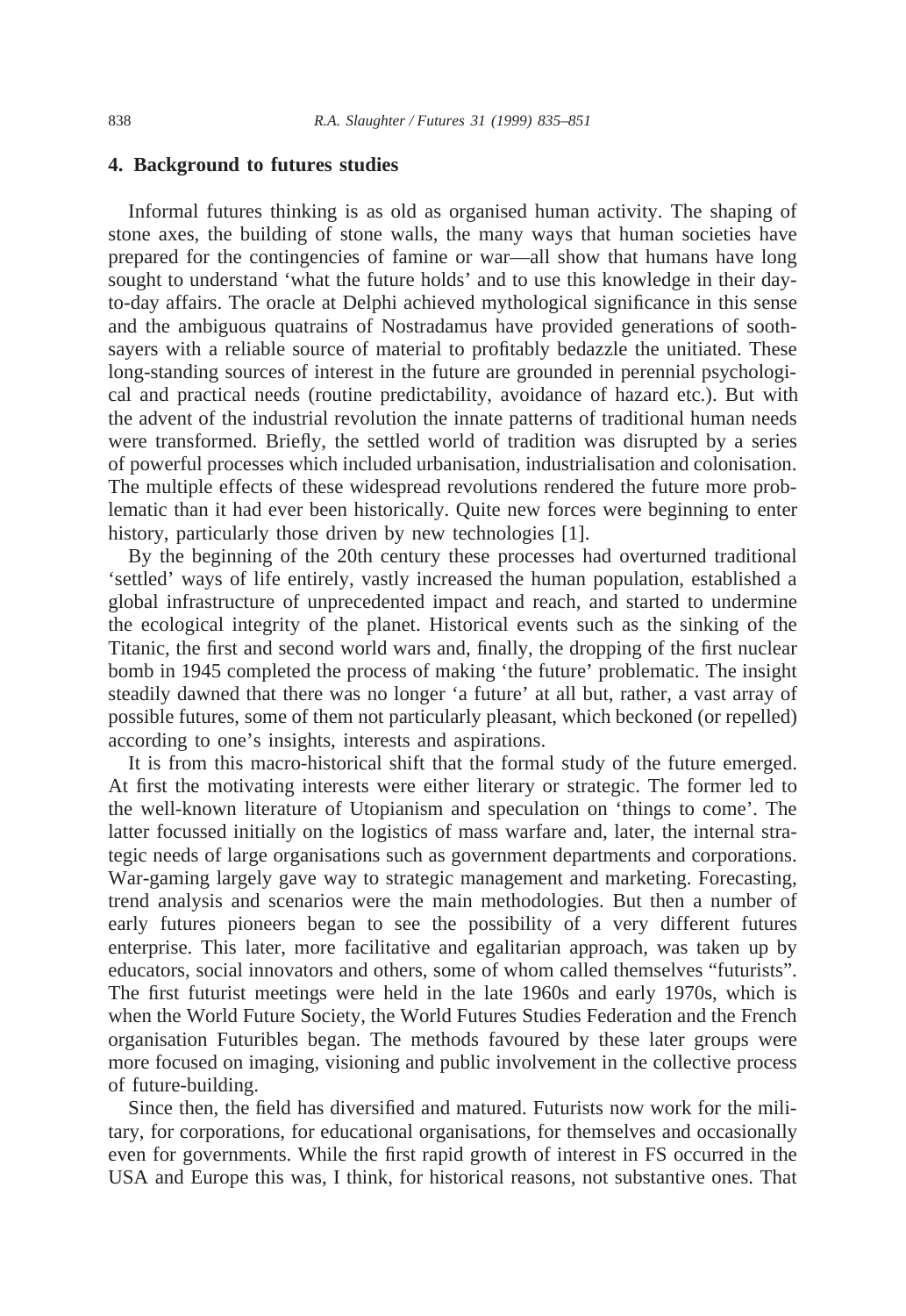## 4. Background to futures studies

Informal futures thinking is as old as organised human activity. The shaping of stone axes, the building of stone walls, the many ways that human societies have prepared for the contingencies of famine or war—all show that humans have long sought to understand 'what the future holds' and to use this knowledge in their day-to-day affairs. The oracle at Delphi achieved mythological significance in this sense and the ambiguous quatrains of Nostradamus have provided generations of soothsayers with a reliable source of material to profitably bedazzle the unitiated. These long-standing sources of interest in the future are grounded in perennial psychological and practical needs (routine predictability, avoidance of hazard etc.). But with the advent of the industrial revolution the innate patterns of traditional human needs were transformed. Briefly, the settled world of tradition was disrupted by a series of powerful processes which included urbanisation, industrialisation and colonisation. The multiple effects of these widespread revolutions rendered the future more problematic than it had ever been historically. Quite new forces were beginning to enter history, particularly those driven by new technologies [1].

By the beginning of the 20th century these processes had overturned traditional 'settled' ways of life entirely, vastly increased the human population, established a global infrastructure of unprecedented impact and reach, and started to undermine the ecological integrity of the planet. Historical events such as the sinking of the Titanic, the first and second world wars and, finally, the dropping of the first nuclear bomb in 1945 completed the process of making 'the future' problematic. The insight steadily dawned that there was no longer 'a future' at all but, rather, a vast array of possible futures, some of them not particularly pleasant, which beckoned (or repelled) according to one's insights, interests and aspirations.

It is from this macro-historical shift that the formal study of the future emerged. At first the motivating interests were either literary or strategic. The former led to the well-known literature of Utopianism and speculation on 'things to come'. The latter focussed initially on the logistics of mass warfare and, later, the internal strategic needs of large organisations such as government departments and corporations. War-gaming largely gave way to strategic management and marketing. Forecasting, trend analysis and scenarios were the main methodologies. But then a number of early futures pioneers began to see the possibility of a very different futures enterprise. This later, more facilitative and egalitarian approach, was taken up by educators, social innovators and others, some of whom called themselves "futurists". The first futurist meetings were held in the late 1960s and early 1970s, which is when the World Future Society, the World Futures Studies Federation and the French organisation Futuribles began. The methods favoured by these later groups were more focused on imaging, visioning and public involvement in the collective process of future-building.

Since then, the field has diversified and matured. Futurists now work for the military, for corporations, for educational organisations, for themselves and occasionally even for governments. While the first rapid growth of interest in FS occurred in the USA and Europe this was, I think, for historical reasons, not substantive ones. That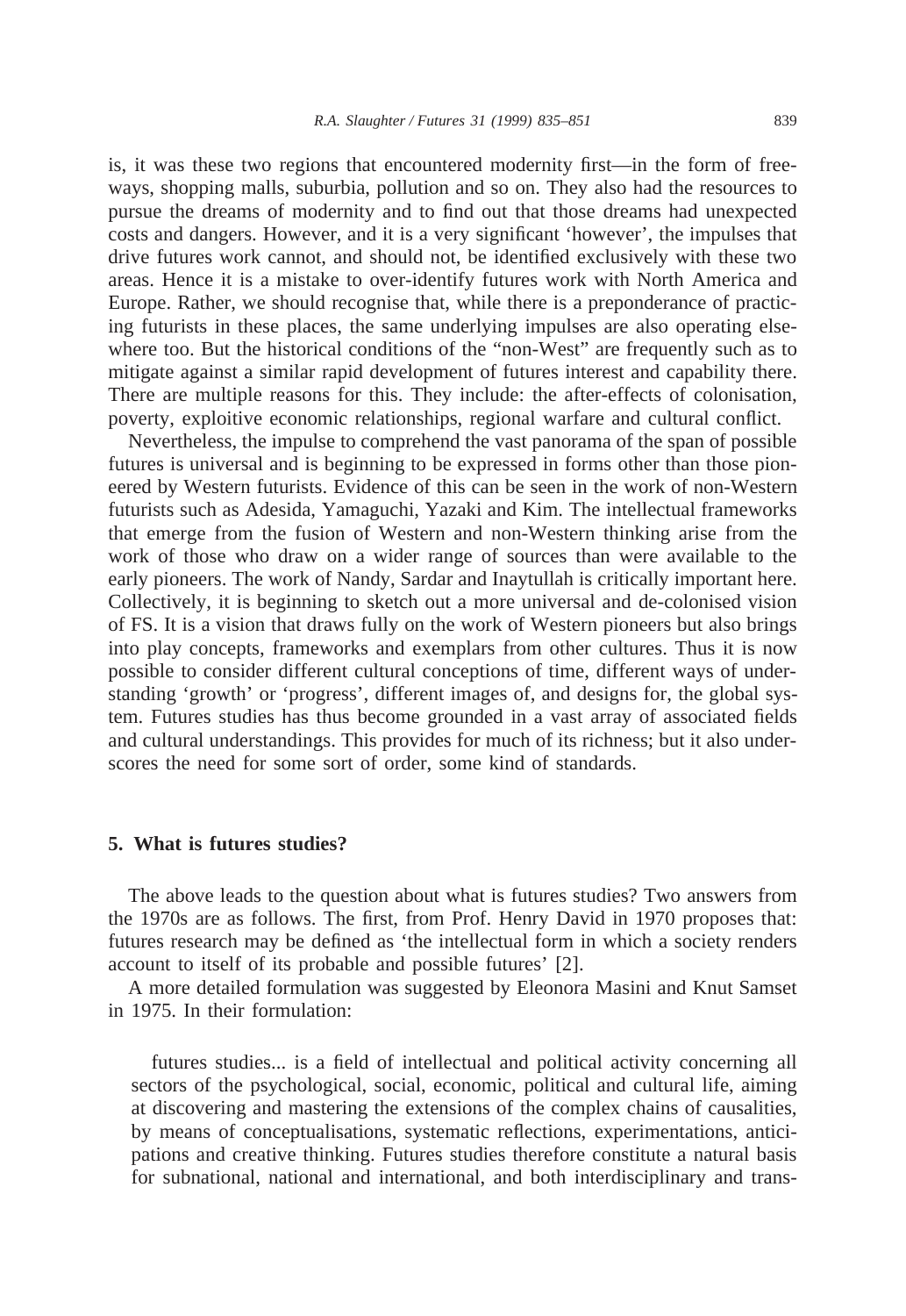is, it was these two regions that encountered modernity first—in the form of freeways, shopping malls, suburbia, pollution and so on. They also had the resources to pursue the dreams of modernity and to find out that those dreams had unexpected costs and dangers. However, and it is a very significant 'however', the impulses that drive futures work cannot, and should not, be identified exclusively with these two areas. Hence it is a mistake to over-identify futures work with North America and Europe. Rather, we should recognise that, while there is a preponderance of practicing futurists in these places, the same underlying impulses are also operating elsewhere too. But the historical conditions of the "non-West" are frequently such as to mitigate against a similar rapid development of futures interest and capability there. There are multiple reasons for this. They include: the after-effects of colonisation, poverty, exploitive economic relationships, regional warfare and cultural conflict.

Nevertheless, the impulse to comprehend the vast panorama of the span of possible futures is universal and is beginning to be expressed in forms other than those pioneered by Western futurists. Evidence of this can be seen in the work of non-Western futurists such as Adesida, Yamaguchi, Yazaki and Kim. The intellectual frameworks that emerge from the fusion of Western and non-Western thinking arise from the work of those who draw on a wider range of sources than were available to the early pioneers. The work of Nandy, Sardar and Inaytullah is critically important here. Collectively, it is beginning to sketch out a more universal and de-colonised vision of FS. It is a vision that draws fully on the work of Western pioneers but also brings into play concepts, frameworks and exemplars from other cultures. Thus it is now possible to consider different cultural conceptions of time, different ways of understanding 'growth' or 'progress', different images of, and designs for, the global system. Futures studies has thus become grounded in a vast array of associated fields and cultural understandings. This provides for much of its richness; but it also underscores the need for some sort of order, some kind of standards.

## 5. What is futures studies?

The above leads to the question about what is futures studies? Two answers from the 1970s are as follows. The first, from Prof. Henry David in 1970 proposes that: futures research may be defined as 'the intellectual form in which a society renders account to itself of its probable and possible futures' [2].

A more detailed formulation was suggested by Eleonora Masini and Knut Samset in 1975. In their formulation:

> futures studies... is a field of intellectual and political activity concerning all sectors of the psychological, social, economic, political and cultural life, aiming at discovering and mastering the extensions of the complex chains of causalities, by means of conceptualisations, systematic reflections, experimentations, anticipations and creative thinking. Futures studies therefore constitute a natural basis for subnational, national and international, and both interdisciplinary and trans-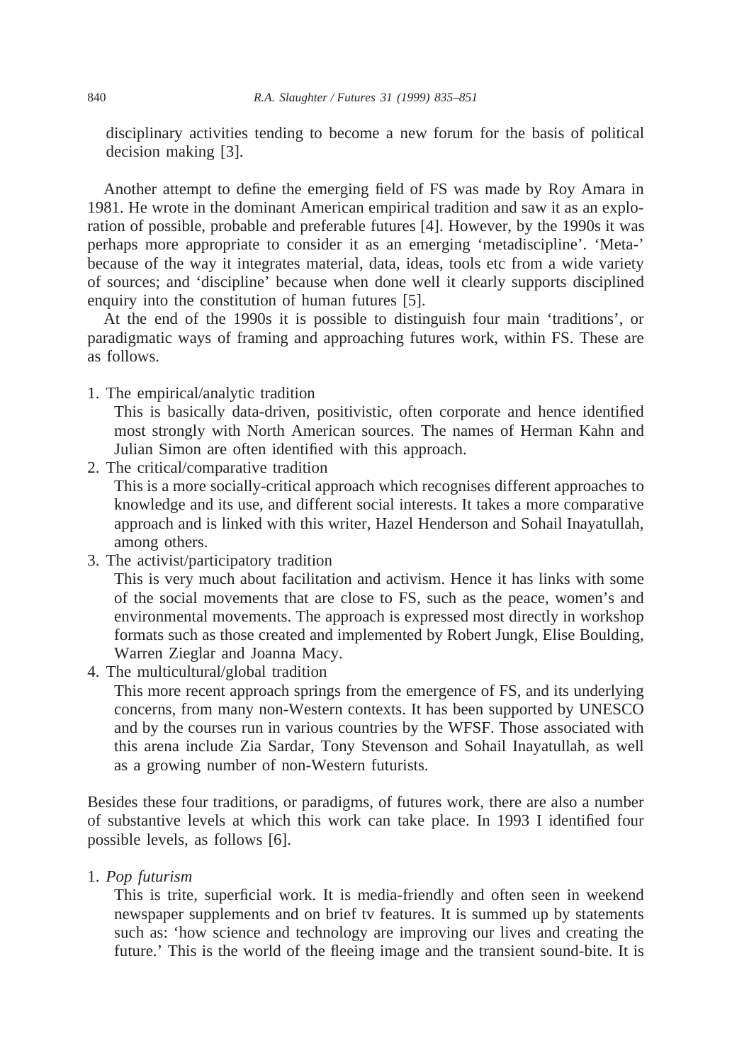disciplinary activities tending to become a new forum for the basis of political decision making [3].

Another attempt to define the emerging field of FS was made by Roy Amara in 1981. He wrote in the dominant American empirical tradition and saw it as an exploration of possible, probable and preferable futures [4]. However, by the 1990s it was perhaps more appropriate to consider it as an emerging 'metadiscipline'. 'Meta-' because of the way it integrates material, data, ideas, tools etc from a wide variety of sources; and 'discipline' because when done well it clearly supports disciplined enquiry into the constitution of human futures [5].

At the end of the 1990s it is possible to distinguish four main 'traditions', or paradigmatic ways of framing and approaching futures work, within FS. These are as follows.

1. The empirical/analytic tradition
   This is basically data-driven, positivistic, often corporate and hence identified most strongly with North American sources. The names of Herman Kahn and Julian Simon are often identified with this approach.
2. The critical/comparative tradition
   This is a more socially-critical approach which recognises different approaches to knowledge and its use, and different social interests. It takes a more comparative approach and is linked with this writer, Hazel Henderson and Sohail Inayatullah, among others.
3. The activist/participatory tradition
   This is very much about facilitation and activism. Hence it has links with some of the social movements that are close to FS, such as the peace, women's and environmental movements. The approach is expressed most directly in workshop formats such as those created and implemented by Robert Jungk, Elise Boulding, Warren Zieglar and Joanna Macy.
4. The multicultural/global tradition
   This more recent approach springs from the emergence of FS, and its underlying concerns, from many non-Western contexts. It has been supported by UNESCO and by the courses run in various countries by the WFSF. Those associated with this arena include Zia Sardar, Tony Stevenson and Sohail Inayatullah, as well as a growing number of non-Western futurists.

Besides these four traditions, or paradigms, of futures work, there are also a number of substantive levels at which this work can take place. In 1993 I identified four possible levels, as follows [6].

1. *Pop futurism*
   This is trite, superficial work. It is media-friendly and often seen in weekend newspaper supplements and on brief tv features. It is summed up by statements such as: 'how science and technology are improving our lives and creating the future.' This is the world of the fleeing image and the transient sound-bite. It is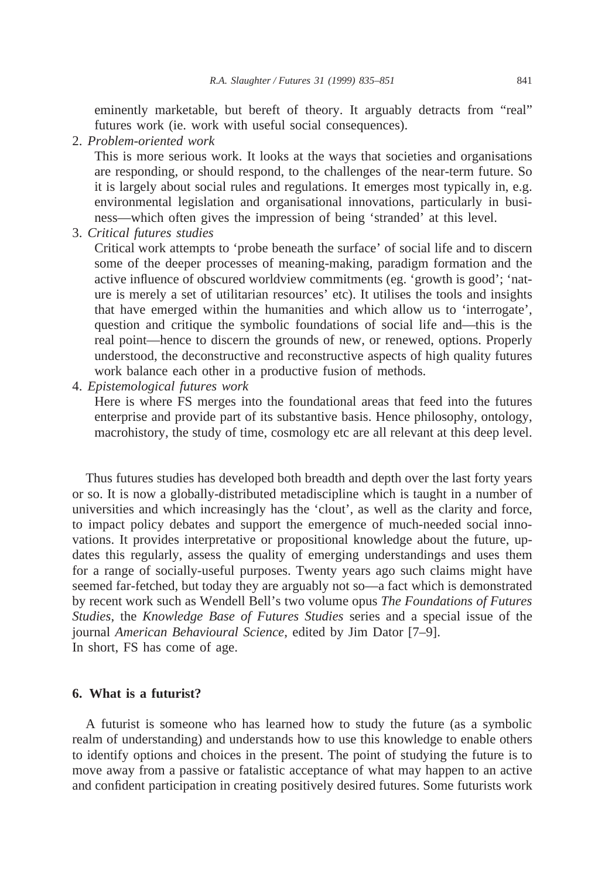eminently marketable, but bereft of theory. It arguably detracts from "real" futures work (ie. work with useful social consequences).

2. *Problem-oriented work*

   This is more serious work. It looks at the ways that societies and organisations are responding, or should respond, to the challenges of the near-term future. So it is largely about social rules and regulations. It emerges most typically in, e.g. environmental legislation and organisational innovations, particularly in business—which often gives the impression of being 'stranded' at this level.

3. *Critical futures studies*

   Critical work attempts to 'probe beneath the surface' of social life and to discern some of the deeper processes of meaning-making, paradigm formation and the active influence of obscured worldview commitments (eg. 'growth is good'; 'nature is merely a set of utilitarian resources' etc). It utilises the tools and insights that have emerged within the humanities and which allow us to 'interrogate', question and critique the symbolic foundations of social life and—this is the real point—hence to discern the grounds of new, or renewed, options. Properly understood, the deconstructive and reconstructive aspects of high quality futures work balance each other in a productive fusion of methods.

4. *Epistemological futures work*

   Here is where FS merges into the foundational areas that feed into the futures enterprise and provide part of its substantive basis. Hence philosophy, ontology, macrohistory, the study of time, cosmology etc are all relevant at this deep level.

Thus futures studies has developed both breadth and depth over the last forty years or so. It is now a globally-distributed metadiscipline which is taught in a number of universities and which increasingly has the 'clout', as well as the clarity and force, to impact policy debates and support the emergence of much-needed social innovations. It provides interpretative or propositional knowledge about the future, updates this regularly, assess the quality of emerging understandings and uses them for a range of socially-useful purposes. Twenty years ago such claims might have seemed far-fetched, but today they are arguably not so—a fact which is demonstrated by recent work such as Wendell Bell's two volume opus *The Foundations of Futures Studies*, the *Knowledge Base of Futures Studies* series and a special issue of the journal *American Behavioural Science*, edited by Jim Dator [7–9].
In short, FS has come of age.

## 6. What is a futurist?

A futurist is someone who has learned how to study the future (as a symbolic realm of understanding) and understands how to use this knowledge to enable others to identify options and choices in the present. The point of studying the future is to move away from a passive or fatalistic acceptance of what may happen to an active and confident participation in creating positively desired futures. Some futurists work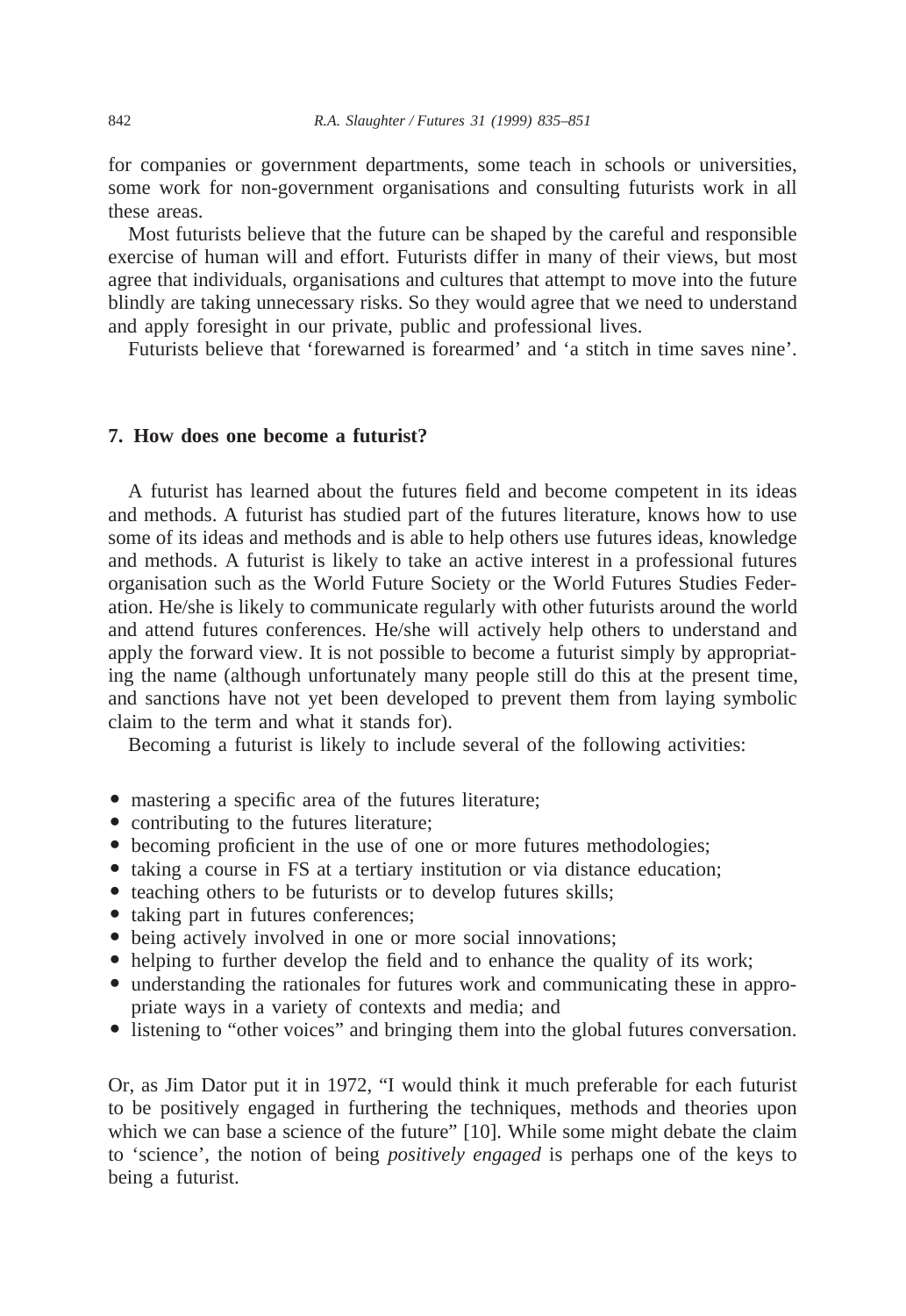for companies or government departments, some teach in schools or universities, some work for non-government organisations and consulting futurists work in all these areas.

Most futurists believe that the future can be shaped by the careful and responsible exercise of human will and effort. Futurists differ in many of their views, but most agree that individuals, organisations and cultures that attempt to move into the future blindly are taking unnecessary risks. So they would agree that we need to understand and apply foresight in our private, public and professional lives.

Futurists believe that 'forewarned is forearmed' and 'a stitch in time saves nine'.

## 7. How does one become a futurist?

A futurist has learned about the futures field and become competent in its ideas and methods. A futurist has studied part of the futures literature, knows how to use some of its ideas and methods and is able to help others use futures ideas, knowledge and methods. A futurist is likely to take an active interest in a professional futures organisation such as the World Future Society or the World Futures Studies Federation. He/she is likely to communicate regularly with other futurists around the world and attend futures conferences. He/she will actively help others to understand and apply the forward view. It is not possible to become a futurist simply by appropriating the name (although unfortunately many people still do this at the present time, and sanctions have not yet been developed to prevent them from laying symbolic claim to the term and what it stands for).

Becoming a futurist is likely to include several of the following activities:

- mastering a specific area of the futures literature;
- contributing to the futures literature;
- becoming proficient in the use of one or more futures methodologies;
- taking a course in FS at a tertiary institution or via distance education;
- teaching others to be futurists or to develop futures skills;
- taking part in futures conferences;
- being actively involved in one or more social innovations;
- helping to further develop the field and to enhance the quality of its work;
- understanding the rationales for futures work and communicating these in appropriate ways in a variety of contexts and media; and
- listening to "other voices" and bringing them into the global futures conversation.

Or, as Jim Dator put it in 1972, "I would think it much preferable for each futurist to be positively engaged in furthering the techniques, methods and theories upon which we can base a science of the future" [10]. While some might debate the claim to 'science', the notion of being *positively engaged* is perhaps one of the keys to being a futurist.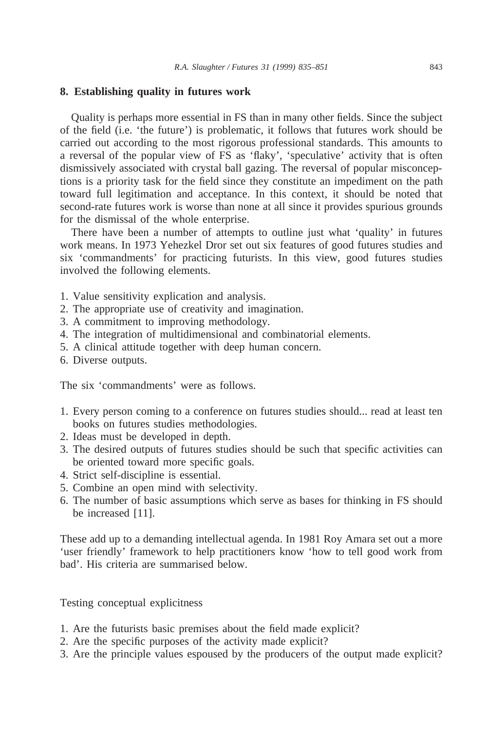## 8. Establishing quality in futures work

Quality is perhaps more essential in FS than in many other fields. Since the subject of the field (i.e. 'the future') is problematic, it follows that futures work should be carried out according to the most rigorous professional standards. This amounts to a reversal of the popular view of FS as 'flaky', 'speculative' activity that is often dismissively associated with crystal ball gazing. The reversal of popular misconceptions is a priority task for the field since they constitute an impediment on the path toward full legitimation and acceptance. In this context, it should be noted that second-rate futures work is worse than none at all since it provides spurious grounds for the dismissal of the whole enterprise.

There have been a number of attempts to outline just what 'quality' in futures work means. In 1973 Yehezkel Dror set out six features of good futures studies and six 'commandments' for practicing futurists. In this view, good futures studies involved the following elements.

1. Value sensitivity explication and analysis.
2. The appropriate use of creativity and imagination.
3. A commitment to improving methodology.
4. The integration of multidimensional and combinatorial elements.
5. A clinical attitude together with deep human concern.
6. Diverse outputs.

The six 'commandments' were as follows.

1. Every person coming to a conference on futures studies should... read at least ten books on futures studies methodologies.
2. Ideas must be developed in depth.
3. The desired outputs of futures studies should be such that specific activities can be oriented toward more specific goals.
4. Strict self-discipline is essential.
5. Combine an open mind with selectivity.
6. The number of basic assumptions which serve as bases for thinking in FS should be increased [11].

These add up to a demanding intellectual agenda. In 1981 Roy Amara set out a more 'user friendly' framework to help practitioners know 'how to tell good work from bad'. His criteria are summarised below.

Testing conceptual explicitness

1. Are the futurists basic premises about the field made explicit?
2. Are the specific purposes of the activity made explicit?
3. Are the principle values espoused by the producers of the output made explicit?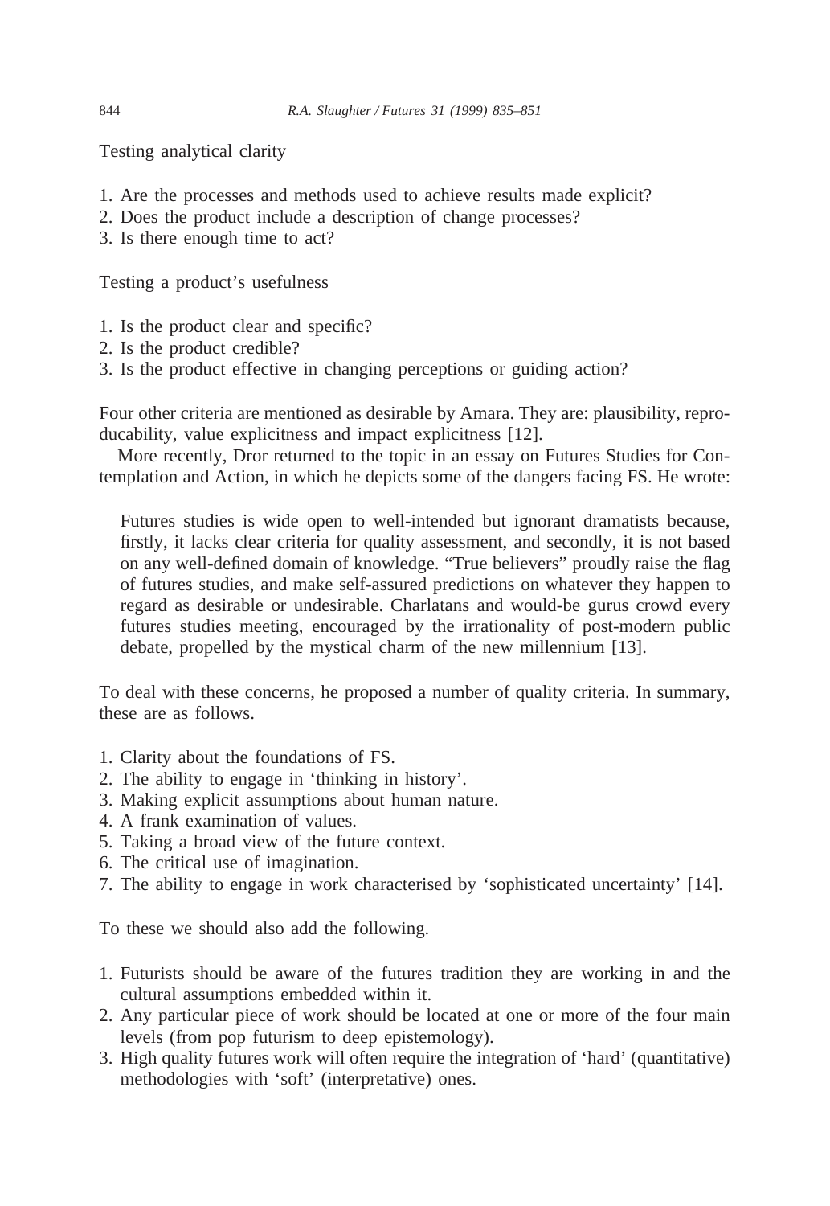Testing analytical clarity

1. Are the processes and methods used to achieve results made explicit?
2. Does the product include a description of change processes?
3. Is there enough time to act?

Testing a product's usefulness

1. Is the product clear and specific?
2. Is the product credible?
3. Is the product effective in changing perceptions or guiding action?

Four other criteria are mentioned as desirable by Amara. They are: plausibility, reproducability, value explicitness and impact explicitness [12].

More recently, Dror returned to the topic in an essay on Futures Studies for Contemplation and Action, in which he depicts some of the dangers facing FS. He wrote:

> Futures studies is wide open to well-intended but ignorant dramatists because, firstly, it lacks clear criteria for quality assessment, and secondly, it is not based on any well-defined domain of knowledge. "True believers" proudly raise the flag of futures studies, and make self-assured predictions on whatever they happen to regard as desirable or undesirable. Charlatans and would-be gurus crowd every futures studies meeting, encouraged by the irrationality of post-modern public debate, propelled by the mystical charm of the new millennium [13].

To deal with these concerns, he proposed a number of quality criteria. In summary, these are as follows.

1. Clarity about the foundations of FS.
2. The ability to engage in 'thinking in history'.
3. Making explicit assumptions about human nature.
4. A frank examination of values.
5. Taking a broad view of the future context.
6. The critical use of imagination.
7. The ability to engage in work characterised by 'sophisticated uncertainty' [14].

To these we should also add the following.

1. Futurists should be aware of the futures tradition they are working in and the cultural assumptions embedded within it.
2. Any particular piece of work should be located at one or more of the four main levels (from pop futurism to deep epistemology).
3. High quality futures work will often require the integration of 'hard' (quantitative) methodologies with 'soft' (interpretative) ones.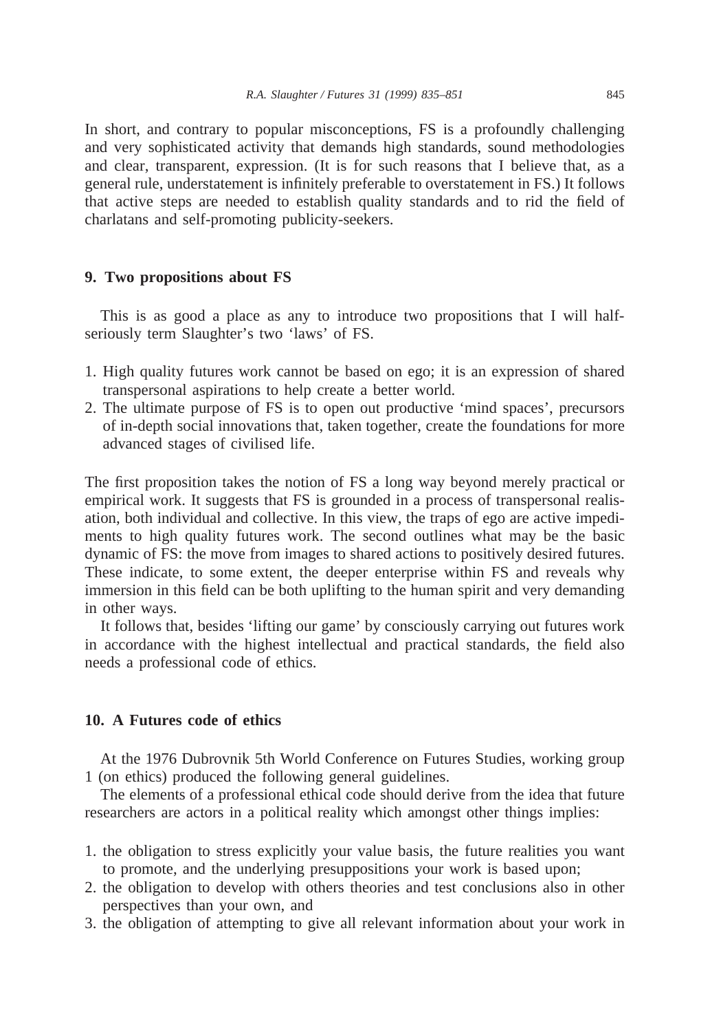In short, and contrary to popular misconceptions, FS is a profoundly challenging and very sophisticated activity that demands high standards, sound methodologies and clear, transparent, expression. (It is for such reasons that I believe that, as a general rule, understatement is infinitely preferable to overstatement in FS.) It follows that active steps are needed to establish quality standards and to rid the field of charlatans and self-promoting publicity-seekers.

## 9. Two propositions about FS

This is as good a place as any to introduce two propositions that I will half-seriously term Slaughter's two 'laws' of FS.

1. High quality futures work cannot be based on ego; it is an expression of shared transpersonal aspirations to help create a better world.
2. The ultimate purpose of FS is to open out productive 'mind spaces', precursors of in-depth social innovations that, taken together, create the foundations for more advanced stages of civilised life.

The first proposition takes the notion of FS a long way beyond merely practical or empirical work. It suggests that FS is grounded in a process of transpersonal realisation, both individual and collective. In this view, the traps of ego are active impediments to high quality futures work. The second outlines what may be the basic dynamic of FS: the move from images to shared actions to positively desired futures. These indicate, to some extent, the deeper enterprise within FS and reveals why immersion in this field can be both uplifting to the human spirit and very demanding in other ways.

It follows that, besides 'lifting our game' by consciously carrying out futures work in accordance with the highest intellectual and practical standards, the field also needs a professional code of ethics.

## 10. A Futures code of ethics

At the 1976 Dubrovnik 5th World Conference on Futures Studies, working group 1 (on ethics) produced the following general guidelines.

The elements of a professional ethical code should derive from the idea that future researchers are actors in a political reality which amongst other things implies:

1. the obligation to stress explicitly your value basis, the future realities you want to promote, and the underlying presuppositions your work is based upon;
2. the obligation to develop with others theories and test conclusions also in other perspectives than your own, and
3. the obligation of attempting to give all relevant information about your work in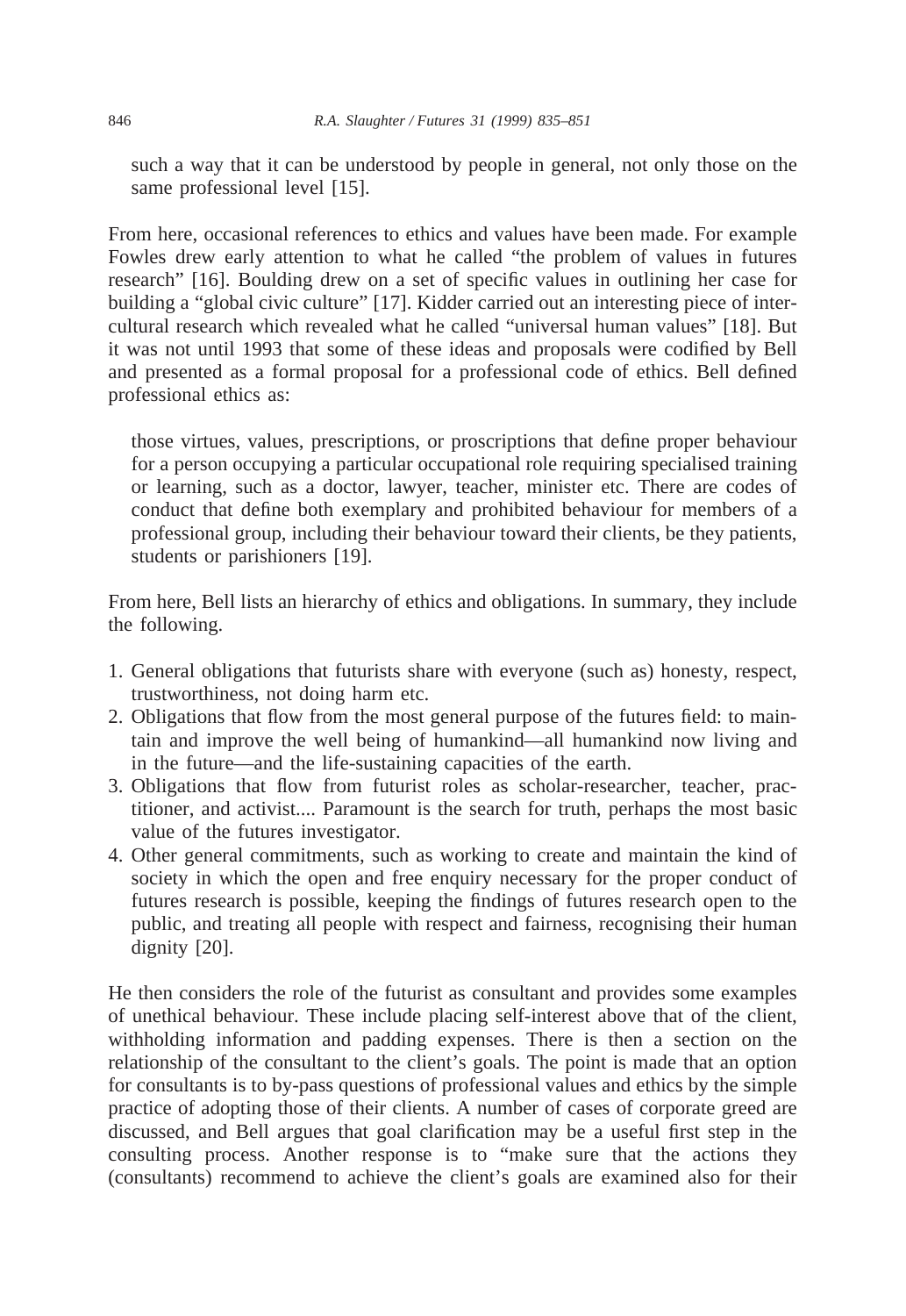such a way that it can be understood by people in general, not only those on the same professional level [15].

From here, occasional references to ethics and values have been made. For example Fowles drew early attention to what he called "the problem of values in futures research" [16]. Boulding drew on a set of specific values in outlining her case for building a "global civic culture" [17]. Kidder carried out an interesting piece of intercultural research which revealed what he called "universal human values" [18]. But it was not until 1993 that some of these ideas and proposals were codified by Bell and presented as a formal proposal for a professional code of ethics. Bell defined professional ethics as:

> those virtues, values, prescriptions, or proscriptions that define proper behaviour for a person occupying a particular occupational role requiring specialised training or learning, such as a doctor, lawyer, teacher, minister etc. There are codes of conduct that define both exemplary and prohibited behaviour for members of a professional group, including their behaviour toward their clients, be they patients, students or parishioners [19].

From here, Bell lists an hierarchy of ethics and obligations. In summary, they include the following.

1. General obligations that futurists share with everyone (such as) honesty, respect, trustworthiness, not doing harm etc.
2. Obligations that flow from the most general purpose of the futures field: to maintain and improve the well being of humankind—all humankind now living and in the future—and the life-sustaining capacities of the earth.
3. Obligations that flow from futurist roles as scholar-researcher, teacher, practitioner, and activist.... Paramount is the search for truth, perhaps the most basic value of the futures investigator.
4. Other general commitments, such as working to create and maintain the kind of society in which the open and free enquiry necessary for the proper conduct of futures research is possible, keeping the findings of futures research open to the public, and treating all people with respect and fairness, recognising their human dignity [20].

He then considers the role of the futurist as consultant and provides some examples of unethical behaviour. These include placing self-interest above that of the client, withholding information and padding expenses. There is then a section on the relationship of the consultant to the client's goals. The point is made that an option for consultants is to by-pass questions of professional values and ethics by the simple practice of adopting those of their clients. A number of cases of corporate greed are discussed, and Bell argues that goal clarification may be a useful first step in the consulting process. Another response is to "make sure that the actions they (consultants) recommend to achieve the client's goals are examined also for their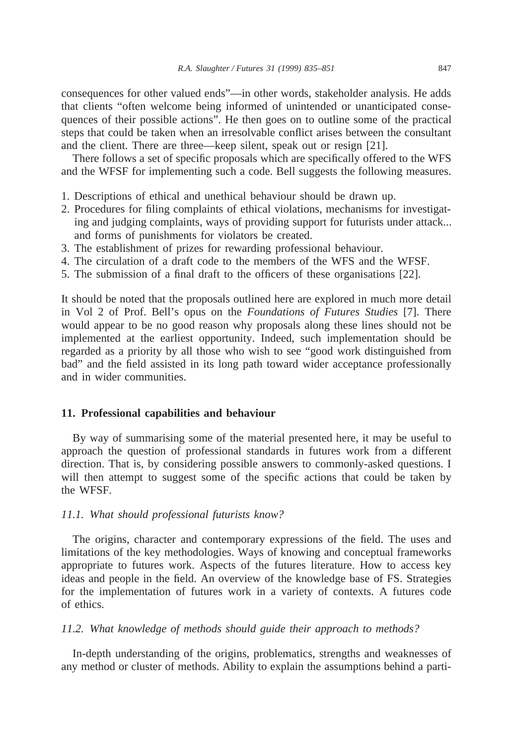consequences for other valued ends"—in other words, stakeholder analysis. He adds that clients "often welcome being informed of unintended or unanticipated consequences of their possible actions". He then goes on to outline some of the practical steps that could be taken when an irresolvable conflict arises between the consultant and the client. There are three—keep silent, speak out or resign [21].

There follows a set of specific proposals which are specifically offered to the WFS and the WFSF for implementing such a code. Bell suggests the following measures.

1. Descriptions of ethical and unethical behaviour should be drawn up.
2. Procedures for filing complaints of ethical violations, mechanisms for investigating and judging complaints, ways of providing support for futurists under attack... and forms of punishments for violators be created.
3. The establishment of prizes for rewarding professional behaviour.
4. The circulation of a draft code to the members of the WFS and the WFSF.
5. The submission of a final draft to the officers of these organisations [22].

It should be noted that the proposals outlined here are explored in much more detail in Vol 2 of Prof. Bell's opus on the *Foundations of Futures Studies* [7]. There would appear to be no good reason why proposals along these lines should not be implemented at the earliest opportunity. Indeed, such implementation should be regarded as a priority by all those who wish to see "good work distinguished from bad" and the field assisted in its long path toward wider acceptance professionally and in wider communities.

## 11. Professional capabilities and behaviour

By way of summarising some of the material presented here, it may be useful to approach the question of professional standards in futures work from a different direction. That is, by considering possible answers to commonly-asked questions. I will then attempt to suggest some of the specific actions that could be taken by the WFSF.

### *11.1. What should professional futurists know?*

The origins, character and contemporary expressions of the field. The uses and limitations of the key methodologies. Ways of knowing and conceptual frameworks appropriate to futures work. Aspects of the futures literature. How to access key ideas and people in the field. An overview of the knowledge base of FS. Strategies for the implementation of futures work in a variety of contexts. A futures code of ethics.

### *11.2. What knowledge of methods should guide their approach to methods?*

In-depth understanding of the origins, problematics, strengths and weaknesses of any method or cluster of methods. Ability to explain the assumptions behind a parti-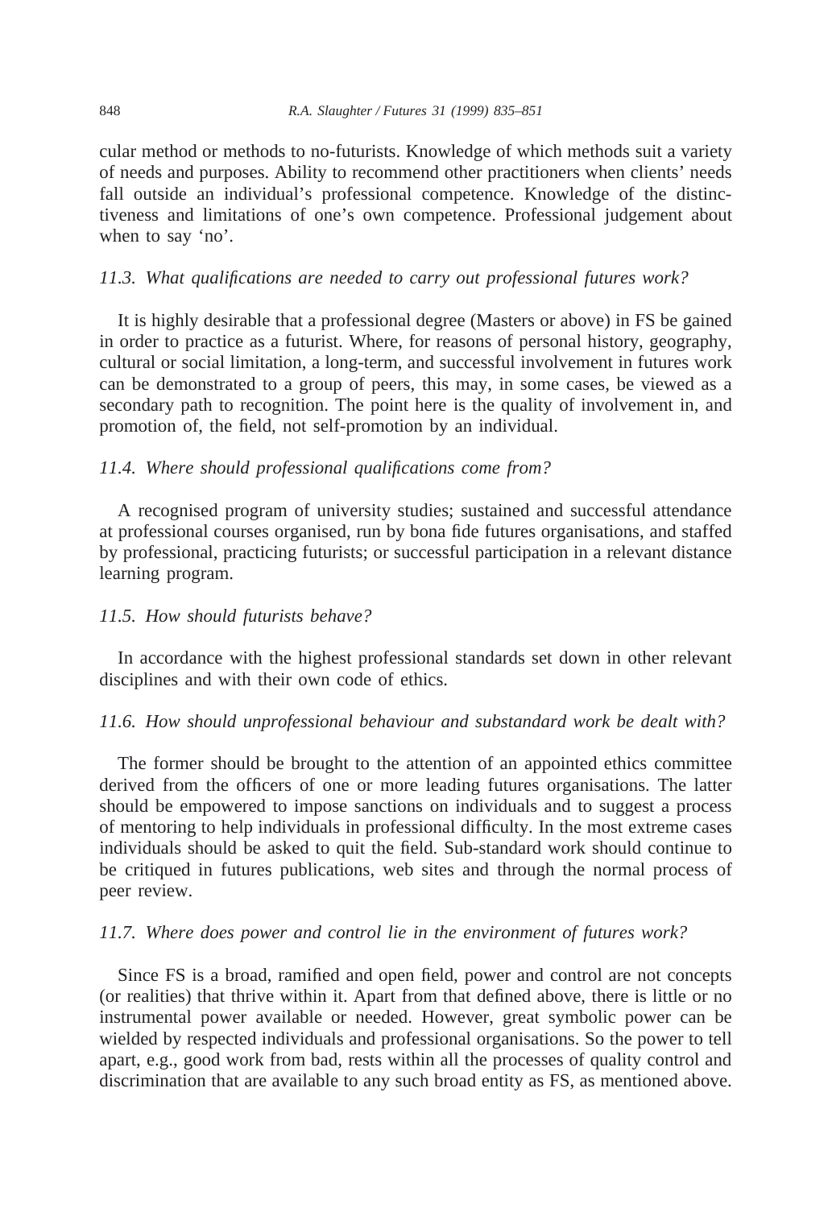cular method or methods to no-futurists. Knowledge of which methods suit a variety of needs and purposes. Ability to recommend other practitioners when clients' needs fall outside an individual's professional competence. Knowledge of the distinctiveness and limitations of one's own competence. Professional judgement about when to say 'no'.

### *11.3. What qualifications are needed to carry out professional futures work?*

It is highly desirable that a professional degree (Masters or above) in FS be gained in order to practice as a futurist. Where, for reasons of personal history, geography, cultural or social limitation, a long-term, and successful involvement in futures work can be demonstrated to a group of peers, this may, in some cases, be viewed as a secondary path to recognition. The point here is the quality of involvement in, and promotion of, the field, not self-promotion by an individual.

### *11.4. Where should professional qualifications come from?*

A recognised program of university studies; sustained and successful attendance at professional courses organised, run by bona fide futures organisations, and staffed by professional, practicing futurists; or successful participation in a relevant distance learning program.

### *11.5. How should futurists behave?*

In accordance with the highest professional standards set down in other relevant disciplines and with their own code of ethics.

### *11.6. How should unprofessional behaviour and substandard work be dealt with?*

The former should be brought to the attention of an appointed ethics committee derived from the officers of one or more leading futures organisations. The latter should be empowered to impose sanctions on individuals and to suggest a process of mentoring to help individuals in professional difficulty. In the most extreme cases individuals should be asked to quit the field. Sub-standard work should continue to be critiqued in futures publications, web sites and through the normal process of peer review.

### *11.7. Where does power and control lie in the environment of futures work?*

Since FS is a broad, ramified and open field, power and control are not concepts (or realities) that thrive within it. Apart from that defined above, there is little or no instrumental power available or needed. However, great symbolic power can be wielded by respected individuals and professional organisations. So the power to tell apart, e.g., good work from bad, rests within all the processes of quality control and discrimination that are available to any such broad entity as FS, as mentioned above.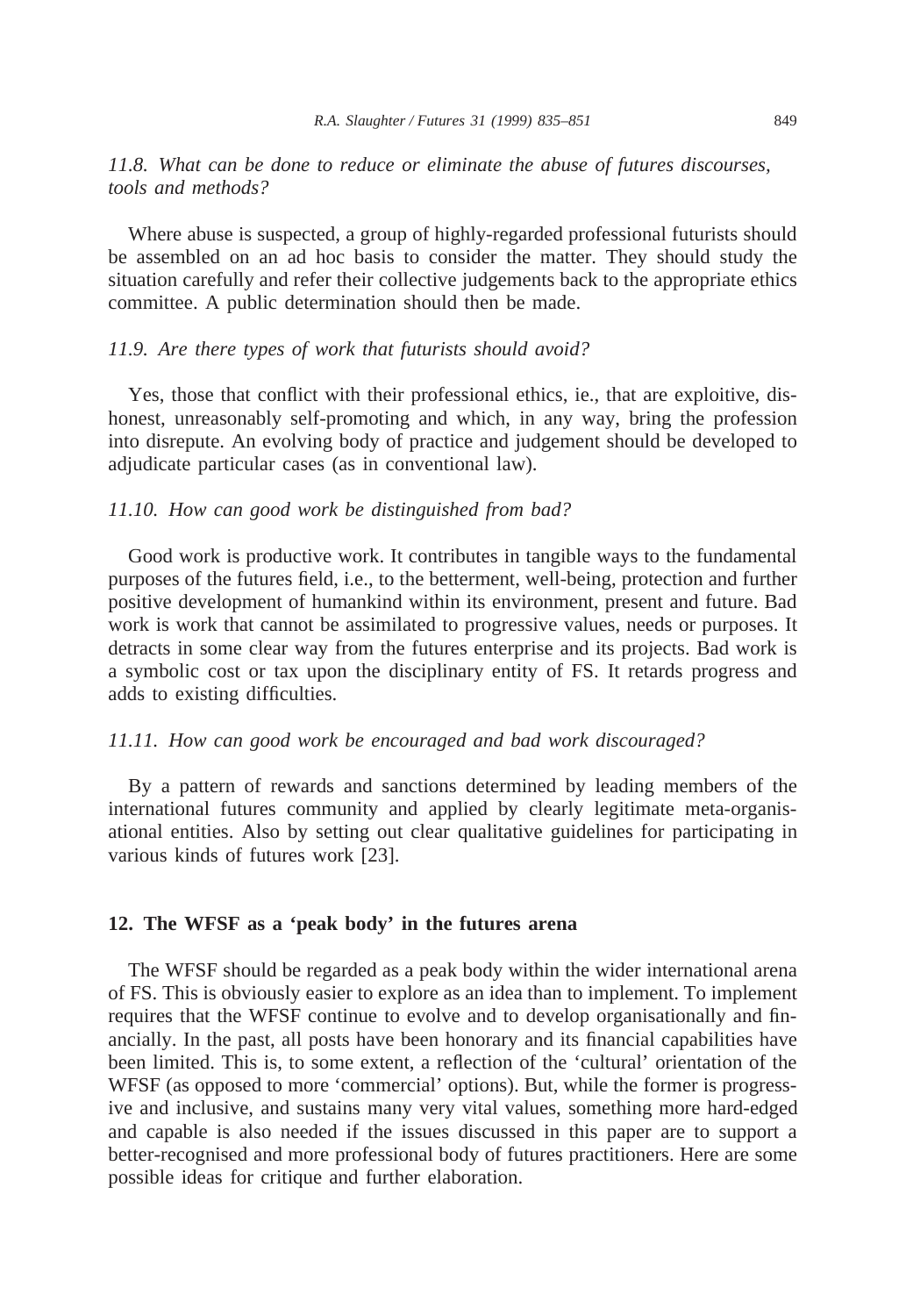### *11.8. What can be done to reduce or eliminate the abuse of futures discourses, tools and methods?*

Where abuse is suspected, a group of highly-regarded professional futurists should be assembled on an ad hoc basis to consider the matter. They should study the situation carefully and refer their collective judgements back to the appropriate ethics committee. A public determination should then be made.

### *11.9. Are there types of work that futurists should avoid?*

Yes, those that conflict with their professional ethics, ie., that are exploitive, dishonest, unreasonably self-promoting and which, in any way, bring the profession into disrepute. An evolving body of practice and judgement should be developed to adjudicate particular cases (as in conventional law).

### *11.10. How can good work be distinguished from bad?*

Good work is productive work. It contributes in tangible ways to the fundamental purposes of the futures field, i.e., to the betterment, well-being, protection and further positive development of humankind within its environment, present and future. Bad work is work that cannot be assimilated to progressive values, needs or purposes. It detracts in some clear way from the futures enterprise and its projects. Bad work is a symbolic cost or tax upon the disciplinary entity of FS. It retards progress and adds to existing difficulties.

### *11.11. How can good work be encouraged and bad work discouraged?*

By a pattern of rewards and sanctions determined by leading members of the international futures community and applied by clearly legitimate meta-organisational entities. Also by setting out clear qualitative guidelines for participating in various kinds of futures work [23].

## 12. The WFSF as a 'peak body' in the futures arena

The WFSF should be regarded as a peak body within the wider international arena of FS. This is obviously easier to explore as an idea than to implement. To implement requires that the WFSF continue to evolve and to develop organisationally and financially. In the past, all posts have been honorary and its financial capabilities have been limited. This is, to some extent, a reflection of the 'cultural' orientation of the WFSF (as opposed to more 'commercial' options). But, while the former is progressive and inclusive, and sustains many very vital values, something more hard-edged and capable is also needed if the issues discussed in this paper are to support a better-recognised and more professional body of futures practitioners. Here are some possible ideas for critique and further elaboration.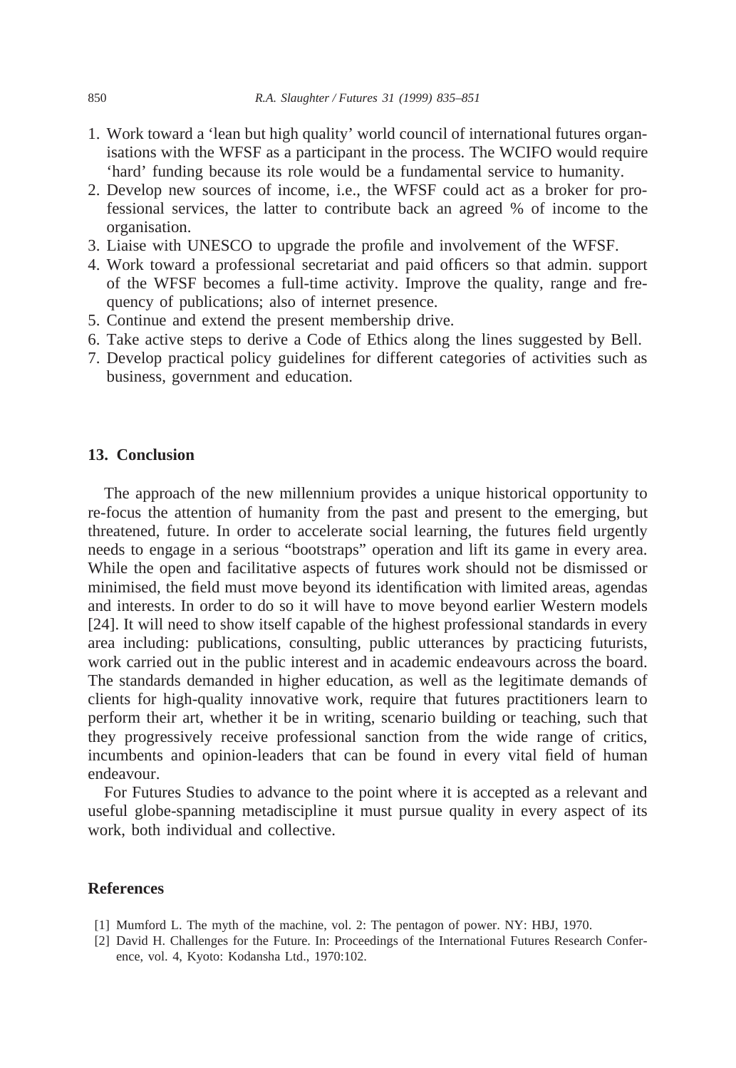1. Work toward a 'lean but high quality' world council of international futures organisations with the WFSF as a participant in the process. The WCIFO would require 'hard' funding because its role would be a fundamental service to humanity.
2. Develop new sources of income, i.e., the WFSF could act as a broker for professional services, the latter to contribute back an agreed % of income to the organisation.
3. Liaise with UNESCO to upgrade the profile and involvement of the WFSF.
4. Work toward a professional secretariat and paid officers so that admin. support of the WFSF becomes a full-time activity. Improve the quality, range and frequency of publications; also of internet presence.
5. Continue and extend the present membership drive.
6. Take active steps to derive a Code of Ethics along the lines suggested by Bell.
7. Develop practical policy guidelines for different categories of activities such as business, government and education.

## 13. Conclusion

The approach of the new millennium provides a unique historical opportunity to re-focus the attention of humanity from the past and present to the emerging, but threatened, future. In order to accelerate social learning, the futures field urgently needs to engage in a serious "bootstraps" operation and lift its game in every area. While the open and facilitative aspects of futures work should not be dismissed or minimised, the field must move beyond its identification with limited areas, agendas and interests. In order to do so it will have to move beyond earlier Western models [24]. It will need to show itself capable of the highest professional standards in every area including: publications, consulting, public utterances by practicing futurists, work carried out in the public interest and in academic endeavours across the board. The standards demanded in higher education, as well as the legitimate demands of clients for high-quality innovative work, require that futures practitioners learn to perform their art, whether it be in writing, scenario building or teaching, such that they progressively receive professional sanction from the wide range of critics, incumbents and opinion-leaders that can be found in every vital field of human endeavour.

For Futures Studies to advance to the point where it is accepted as a relevant and useful globe-spanning metadiscipline it must pursue quality in every aspect of its work, both individual and collective.

## References

[1] Mumford L. The myth of the machine, vol. 2: The pentagon of power. NY: HBJ, 1970.

[2] David H. Challenges for the Future. In: Proceedings of the International Futures Research Conference, vol. 4, Kyoto: Kodansha Ltd., 1970:102.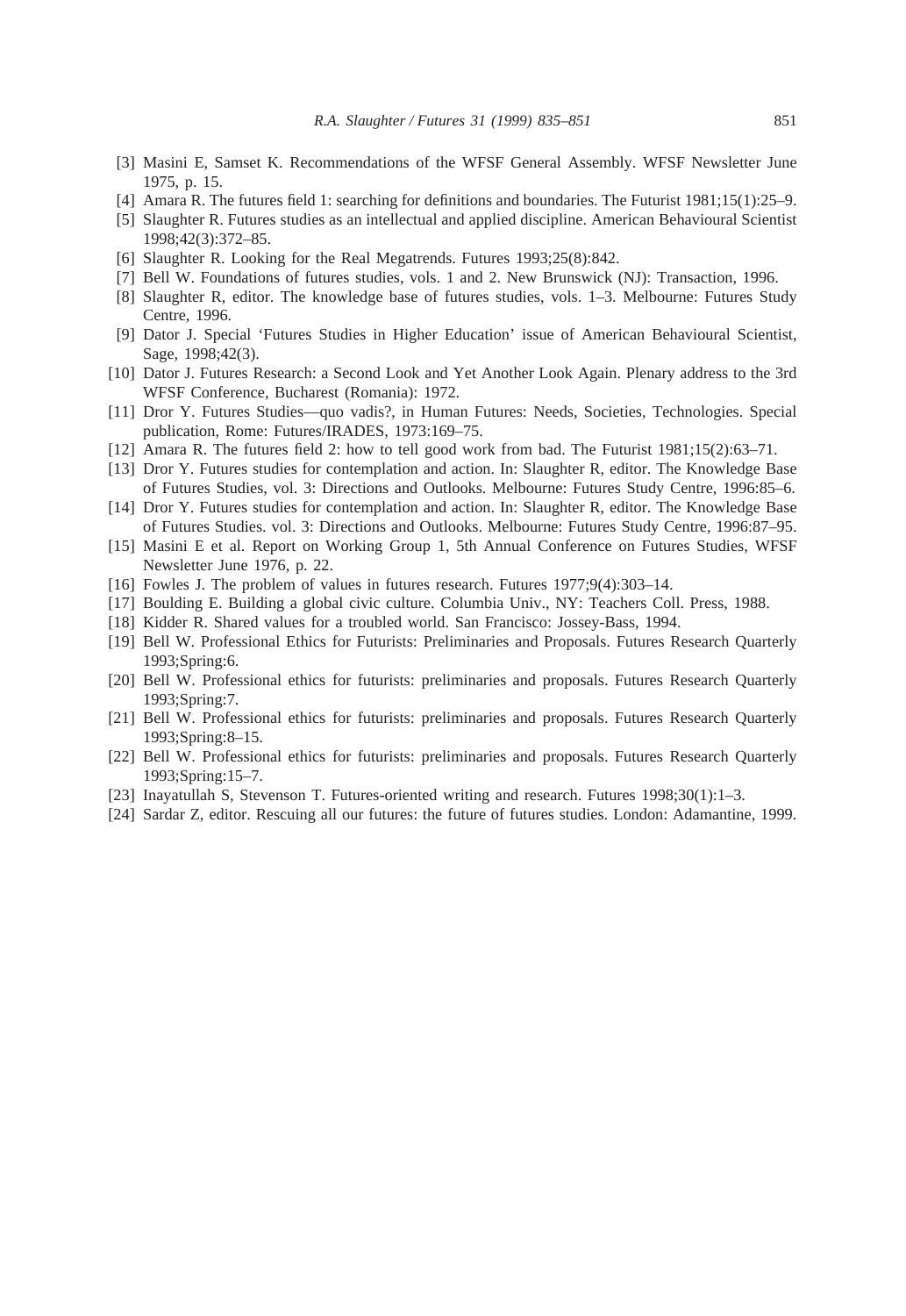[3] Masini E, Samset K. Recommendations of the WFSF General Assembly. WFSF Newsletter June 1975, p. 15.

[4] Amara R. The futures field 1: searching for definitions and boundaries. The Futurist 1981;15(1):25–9.

[5] Slaughter R. Futures studies as an intellectual and applied discipline. American Behavioural Scientist 1998;42(3):372–85.

[6] Slaughter R. Looking for the Real Megatrends. Futures 1993;25(8):842.

[7] Bell W. Foundations of futures studies, vols. 1 and 2. New Brunswick (NJ): Transaction, 1996.

[8] Slaughter R, editor. The knowledge base of futures studies, vols. 1–3. Melbourne: Futures Study Centre, 1996.

[9] Dator J. Special 'Futures Studies in Higher Education' issue of American Behavioural Scientist, Sage, 1998;42(3).

[10] Dator J. Futures Research: a Second Look and Yet Another Look Again. Plenary address to the 3rd WFSF Conference, Bucharest (Romania): 1972.

[11] Dror Y. Futures Studies—quo vadis?, in Human Futures: Needs, Societies, Technologies. Special publication, Rome: Futures/IRADES, 1973:169–75.

[12] Amara R. The futures field 2: how to tell good work from bad. The Futurist 1981;15(2):63–71.

[13] Dror Y. Futures studies for contemplation and action. In: Slaughter R, editor. The Knowledge Base of Futures Studies, vol. 3: Directions and Outlooks. Melbourne: Futures Study Centre, 1996:85–6.

[14] Dror Y. Futures studies for contemplation and action. In: Slaughter R, editor. The Knowledge Base of Futures Studies. vol. 3: Directions and Outlooks. Melbourne: Futures Study Centre, 1996:87–95.

[15] Masini E et al. Report on Working Group 1, 5th Annual Conference on Futures Studies, WFSF Newsletter June 1976, p. 22.

[16] Fowles J. The problem of values in futures research. Futures 1977;9(4):303–14.

[17] Boulding E. Building a global civic culture. Columbia Univ., NY: Teachers Coll. Press, 1988.

[18] Kidder R. Shared values for a troubled world. San Francisco: Jossey-Bass, 1994.

[19] Bell W. Professional Ethics for Futurists: Preliminaries and Proposals. Futures Research Quarterly 1993;Spring:6.

[20] Bell W. Professional ethics for futurists: preliminaries and proposals. Futures Research Quarterly 1993;Spring:7.

[21] Bell W. Professional ethics for futurists: preliminaries and proposals. Futures Research Quarterly 1993;Spring:8–15.

[22] Bell W. Professional ethics for futurists: preliminaries and proposals. Futures Research Quarterly 1993;Spring:15–7.

[23] Inayatullah S, Stevenson T. Futures-oriented writing and research. Futures 1998;30(1):1–3.

[24] Sardar Z, editor. Rescuing all our futures: the future of futures studies. London: Adamantine, 1999.